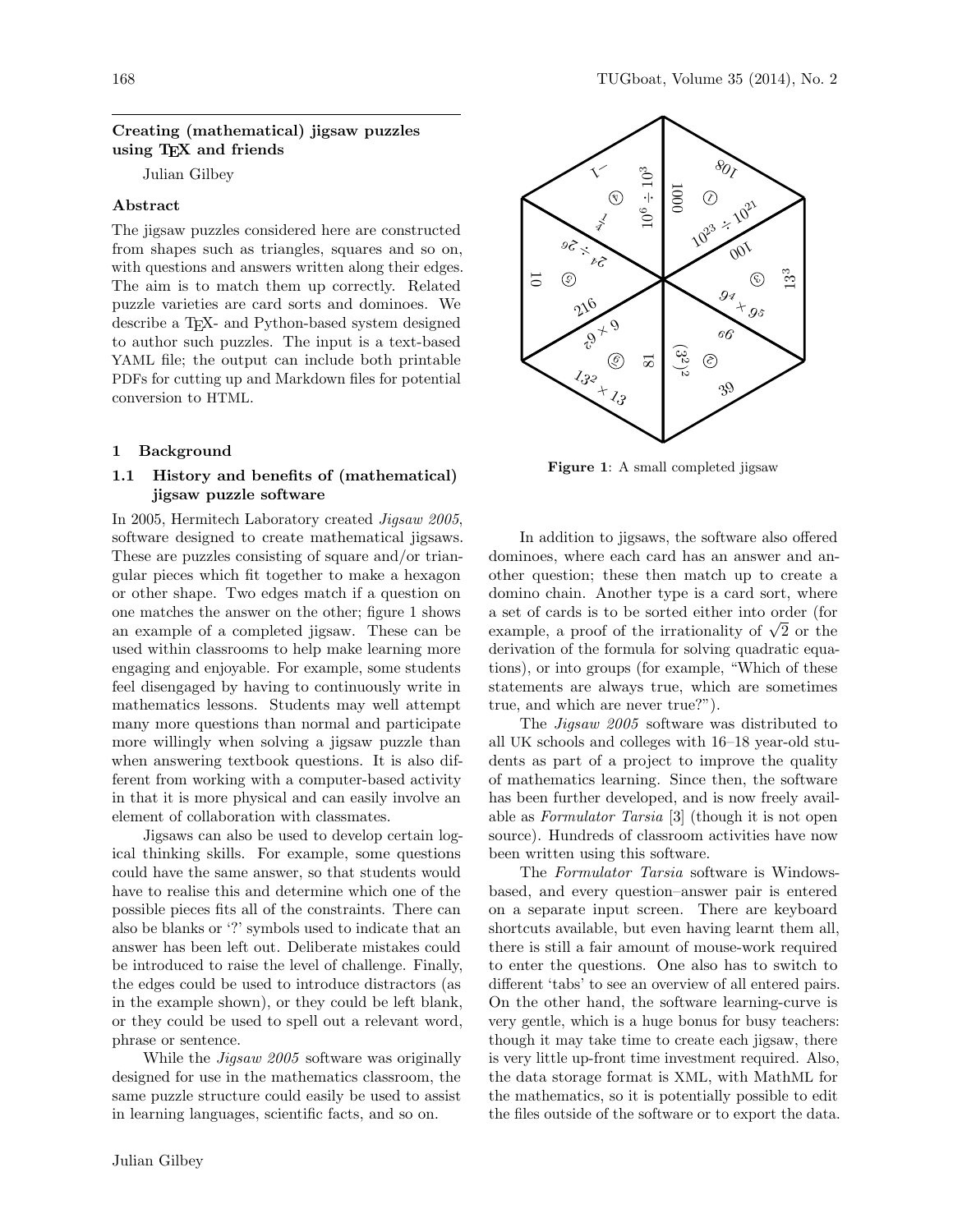## Creating (mathematical) jigsaw puzzles using TeX and friends

Julian Gilbey

### Abstract

The jigsaw puzzles considered here are constructed from shapes such as triangles, squares and so on, with questions and answers written along their edges. The aim is to match them up correctly. Related puzzle varieties are card sorts and dominoes. We describe a TeX- and Python-based system designed to author such puzzles. The input is a text-based YAML file; the output can include both printable PDFs for cutting up and Markdown files for potential conversion to HTML.

### 1 Background

#### 1.1 History and benefits of (mathematical) jigsaw puzzle software

In 2005, Hermitech Laboratory created *Jigsaw 2005*, software designed to create mathematical jigsaws. These are puzzles consisting of square and/or triangular pieces which fit together to make a hexagon or other shape. Two edges match if a question on one matches the answer on the other; figure 1 shows an example of a completed jigsaw. These can be used within classrooms to help make learning more engaging and enjoyable. For example, some students feel disengaged by having to continuously write in mathematics lessons. Students may well attempt many more questions than normal and participate more willingly when solving a jigsaw puzzle than when answering textbook questions. It is also different from working with a computer-based activity in that it is more physical and can easily involve an element of collaboration with classmates.

Jigsaws can also be used to develop certain logical thinking skills. For example, some questions could have the same answer, so that students would have to realise this and determine which one of the possible pieces fits all of the constraints. There can also be blanks or '?' symbols used to indicate that an answer has been left out. Deliberate mistakes could be introduced to raise the level of challenge. Finally, the edges could be used to introduce distractors (as in the example shown), or they could be left blank, or they could be used to spell out a relevant word, phrase or sentence.

While the *Jigsaw 2005* software was originally designed for use in the mathematics classroom, the same puzzle structure could easily be used to assist in learning languages, scientific facts, and so on.

**Figure 1**: A small completed jigsaw

In addition to jigsaws, the software also offered dominoes, where each card has an answer and another question; these then match up to create a domino chain. Another type is a card sort, where a set of cards is to be sorted either into order (for example, a proof of the irrationality of $\sqrt{2}$ or the derivation of the formula for solving quadratic equations), or into groups (for example, "Which of these statements are always true, which are sometimes true, and which are never true?").

The *Jigsaw 2005* software was distributed to all UK schools and colleges with 16–18 year-old students as part of a project to improve the quality of mathematics learning. Since then, the software has been further developed, and is now freely available as *Formulator Tarsia* [3] (though it is not open source). Hundreds of classroom activities have now been written using this software.

The *Formulator Tarsia* software is Windows-based, and every question–answer pair is entered on a separate input screen. There are keyboard shortcuts available, but even having learnt them all, there is still a fair amount of mouse-work required to enter the questions. One also has to switch to different 'tabs' to see an overview of all entered pairs. On the other hand, the software learning-curve is very gentle, which is a huge bonus for busy teachers: though it may take time to create each jigsaw, there is very little up-front time investment required. Also, the data storage format is XML, with MathML for the mathematics, so it is potentially possible to edit the files outside of the software or to export the data.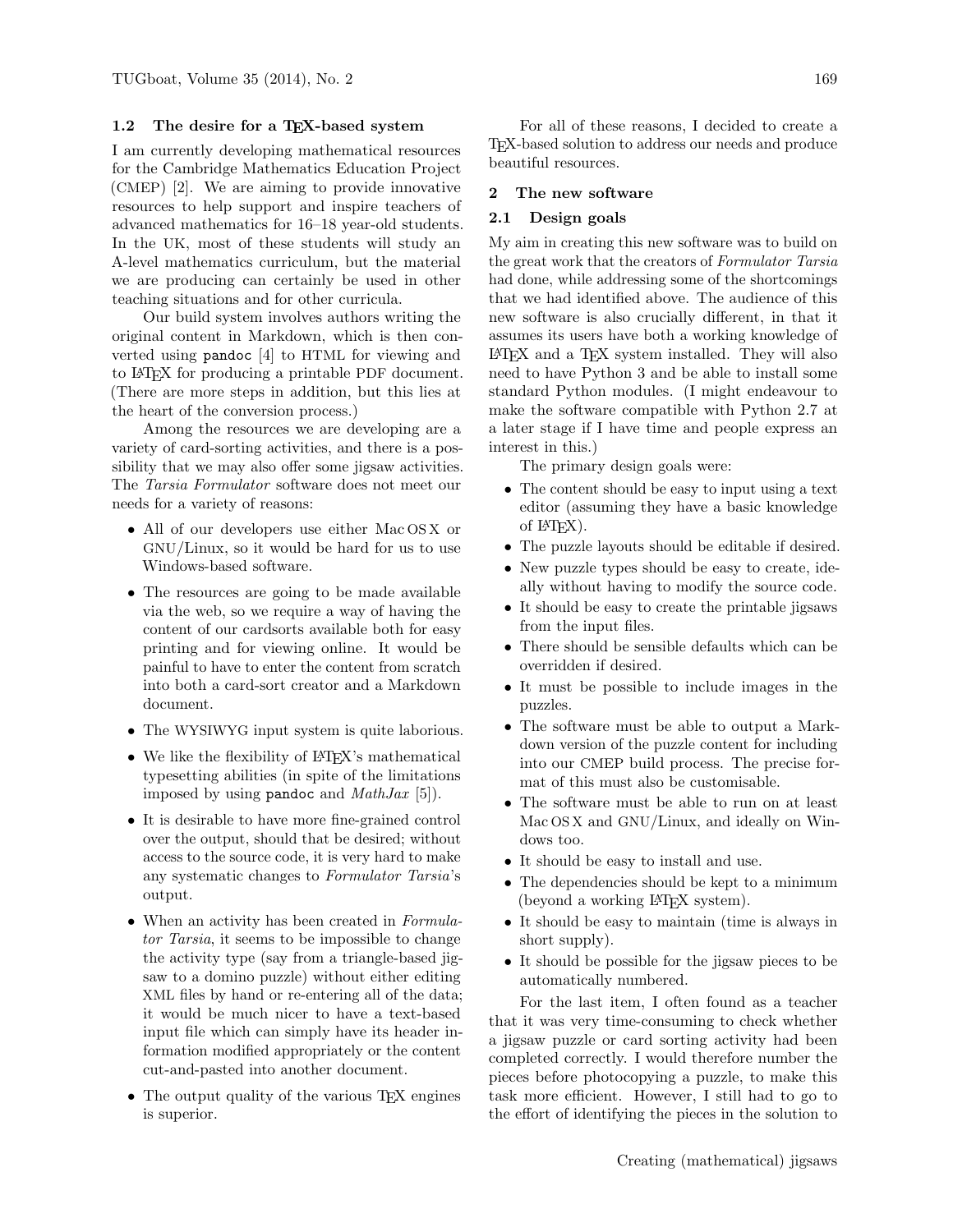### 1.2 The desire for a TeX-based system

I am currently developing mathematical resources for the Cambridge Mathematics Education Project (CMEP) [2]. We are aiming to provide innovative resources to help support and inspire teachers of advanced mathematics for 16–18 year-old students. In the UK, most of these students will study an A-level mathematics curriculum, but the material we are producing can certainly be used in other teaching situations and for other curricula.

Our build system involves authors writing the original content in Markdown, which is then converted using `pandoc` [4] to HTML for viewing and to LaTeX for producing a printable PDF document. (There are more steps in addition, but this lies at the heart of the conversion process.)

Among the resources we are developing are a variety of card-sorting activities, and there is a possibility that we may also offer some jigsaw activities. The *Tarsia Formulator* software does not meet our needs for a variety of reasons:

- All of our developers use either Mac OS X or GNU/Linux, so it would be hard for us to use Windows-based software.
- The resources are going to be made available via the web, so we require a way of having the content of our cardsorts available both for easy printing and for viewing online. It would be painful to have to enter the content from scratch into both a card-sort creator and a Markdown document.
- The WYSIWYG input system is quite laborious.
- We like the flexibility of LaTeX's mathematical typesetting abilities (in spite of the limitations imposed by using `pandoc` and *MathJax* [5]).
- It is desirable to have more fine-grained control over the output, should that be desired; without access to the source code, it is very hard to make any systematic changes to *Formulator Tarsia*'s output.
- When an activity has been created in *Formulator Tarsia*, it seems to be impossible to change the activity type (say from a triangle-based jigsaw to a domino puzzle) without either editing XML files by hand or re-entering all of the data; it would be much nicer to have a text-based input file which can simply have its header information modified appropriately or the content cut-and-pasted into another document.
- The output quality of the various TeX engines is superior.

For all of these reasons, I decided to create a TeX-based solution to address our needs and produce beautiful resources.

## 2 The new software

### 2.1 Design goals

My aim in creating this new software was to build on the great work that the creators of *Formulator Tarsia* had done, while addressing some of the shortcomings that we had identified above. The audience of this new software is also crucially different, in that it assumes its users have both a working knowledge of LaTeX and a TeX system installed. They will also need to have Python 3 and be able to install some standard Python modules. (I might endeavour to make the software compatible with Python 2.7 at a later stage if I have time and people express an interest in this.)

The primary design goals were:

- The content should be easy to input using a text editor (assuming they have a basic knowledge of LaTeX).
- The puzzle layouts should be editable if desired.
- New puzzle types should be easy to create, ideally without having to modify the source code.
- It should be easy to create the printable jigsaws from the input files.
- There should be sensible defaults which can be overridden if desired.
- It must be possible to include images in the puzzles.
- The software must be able to output a Markdown version of the puzzle content for including into our CMEP build process. The precise format of this must also be customisable.
- The software must be able to run on at least Mac OS X and GNU/Linux, and ideally on Windows too.
- It should be easy to install and use.
- The dependencies should be kept to a minimum (beyond a working LaTeX system).
- It should be easy to maintain (time is always in short supply).
- It should be possible for the jigsaw pieces to be automatically numbered.

For the last item, I often found as a teacher that it was very time-consuming to check whether a jigsaw puzzle or card sorting activity had been completed correctly. I would therefore number the pieces before photocopying a puzzle, to make this task more efficient. However, I still had to go to the effort of identifying the pieces in the solution to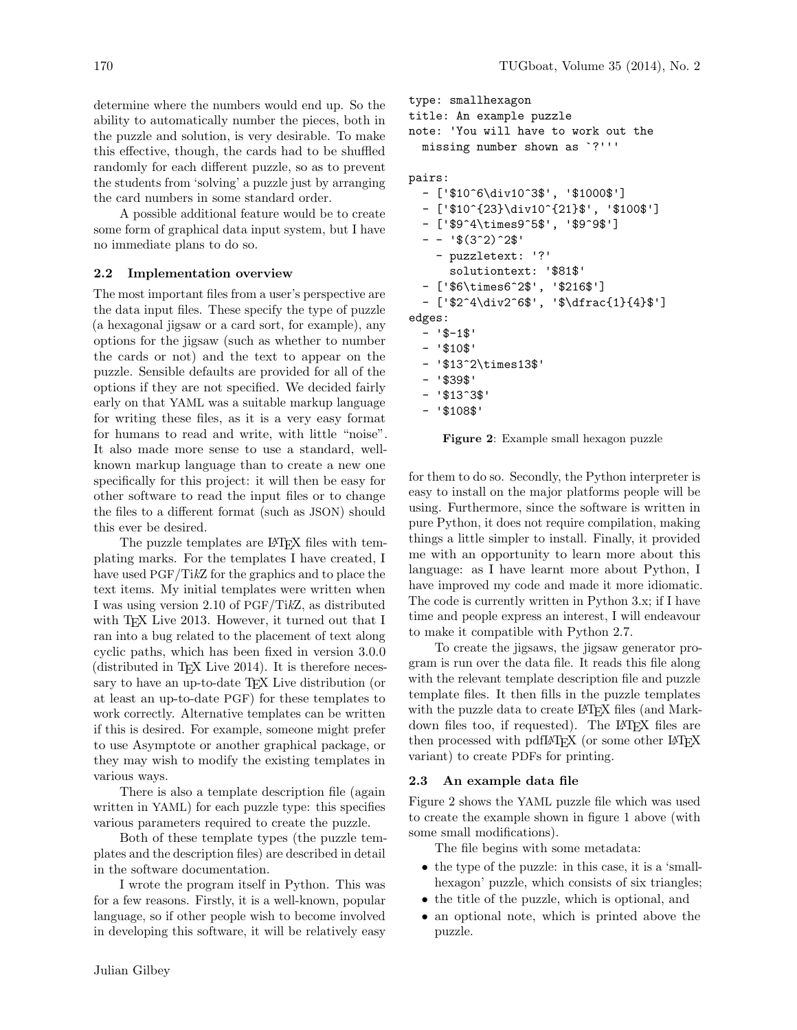determine where the numbers would end up. So the ability to automatically number the pieces, both in the puzzle and solution, is very desirable. To make this effective, though, the cards had to be shuffled randomly for each different puzzle, so as to prevent the students from 'solving' a puzzle just by arranging the card numbers in some standard order.

A possible additional feature would be to create some form of graphical data input system, but I have no immediate plans to do so.

### 2.2 Implementation overview

The most important files from a user's perspective are the data input files. These specify the type of puzzle (a hexagonal jigsaw or a card sort, for example), any options for the jigsaw (such as whether to number the cards or not) and the text to appear on the puzzle. Sensible defaults are provided for all of the options if they are not specified. We decided fairly early on that YAML was a suitable markup language for writing these files, as it is a very easy format for humans to read and write, with little "noise". It also made more sense to use a standard, well-known markup language than to create a new one specifically for this project: it will then be easy for other software to read the input files or to change the files to a different format (such as JSON) should this ever be desired.

The puzzle templates are LaTeX files with templating marks. For the templates I have created, I have used PGF/Ti*k*Z for the graphics and to place the text items. My initial templates were written when I was using version 2.10 of PGF/Ti*k*Z, as distributed with TeX Live 2013. However, it turned out that I ran into a bug related to the placement of text along cyclic paths, which has been fixed in version 3.0.0 (distributed in TeX Live 2014). It is therefore necessary to have an up-to-date TeX Live distribution (or at least an up-to-date PGF) for these templates to work correctly. Alternative templates can be written if this is desired. For example, someone might prefer to use Asymptote or another graphical package, or they may wish to modify the existing templates in various ways.

There is also a template description file (again written in YAML) for each puzzle type: this specifies various parameters required to create the puzzle.

Both of these template types (the puzzle templates and the description files) are described in detail in the software documentation.

I wrote the program itself in Python. This was for a few reasons. Firstly, it is a well-known, popular language, so if other people wish to become involved in developing this software, it will be relatively easy for them to do so. Secondly, the Python interpreter is easy to install on the major platforms people will be using. Furthermore, since the software is written in pure Python, it does not require compilation, making things a little simpler to install. Finally, it provided me with an opportunity to learn more about this language: as I have learnt more about Python, I have improved my code and made it more idiomatic. The code is currently written in Python 3.x; if I have time and people express an interest, I will endeavour to make it compatible with Python 2.7.

To create the jigsaws, the jigsaw generator program is run over the data file. It reads this file along with the relevant template description file and puzzle template files. It then fills in the puzzle templates with the puzzle data to create LaTeX files (and Markdown files too, if requested). The LaTeX files are then processed with pdfLaTeX (or some other LaTeX variant) to create PDFs for printing.

```
type: smallhexagon
title: An example puzzle
note: 'You will have to work out the
  missing number shown as `?'''

pairs:
  - ['$10^6\div10^3$', '$1000$']
  - ['$10^{23}\div10^{21}$', '$100$']
  - ['$9^4\times9^5$', '$9^9$']
  - - '$(3^2)^2$'
    - puzzletext: '?'
      solutiontext: '$81$'
  - ['$6\times6^2$', '$216$']
  - ['$2^4\div2^6$', '$\dfrac{1}{4}$']
edges:
  - '$-1$'
  - '$10$'
  - '$13^2\times13$'
  - '$39$'
  - '$13^3$'
  - '$108$'
```

**Figure 2**: Example small hexagon puzzle

### 2.3 An example data file

Figure 2 shows the YAML puzzle file which was used to create the example shown in figure 1 above (with some small modifications).

The file begins with some metadata:

- the type of the puzzle: in this case, it is a 'smallhexagon' puzzle, which consists of six triangles;
- the title of the puzzle, which is optional, and
- an optional note, which is printed above the puzzle.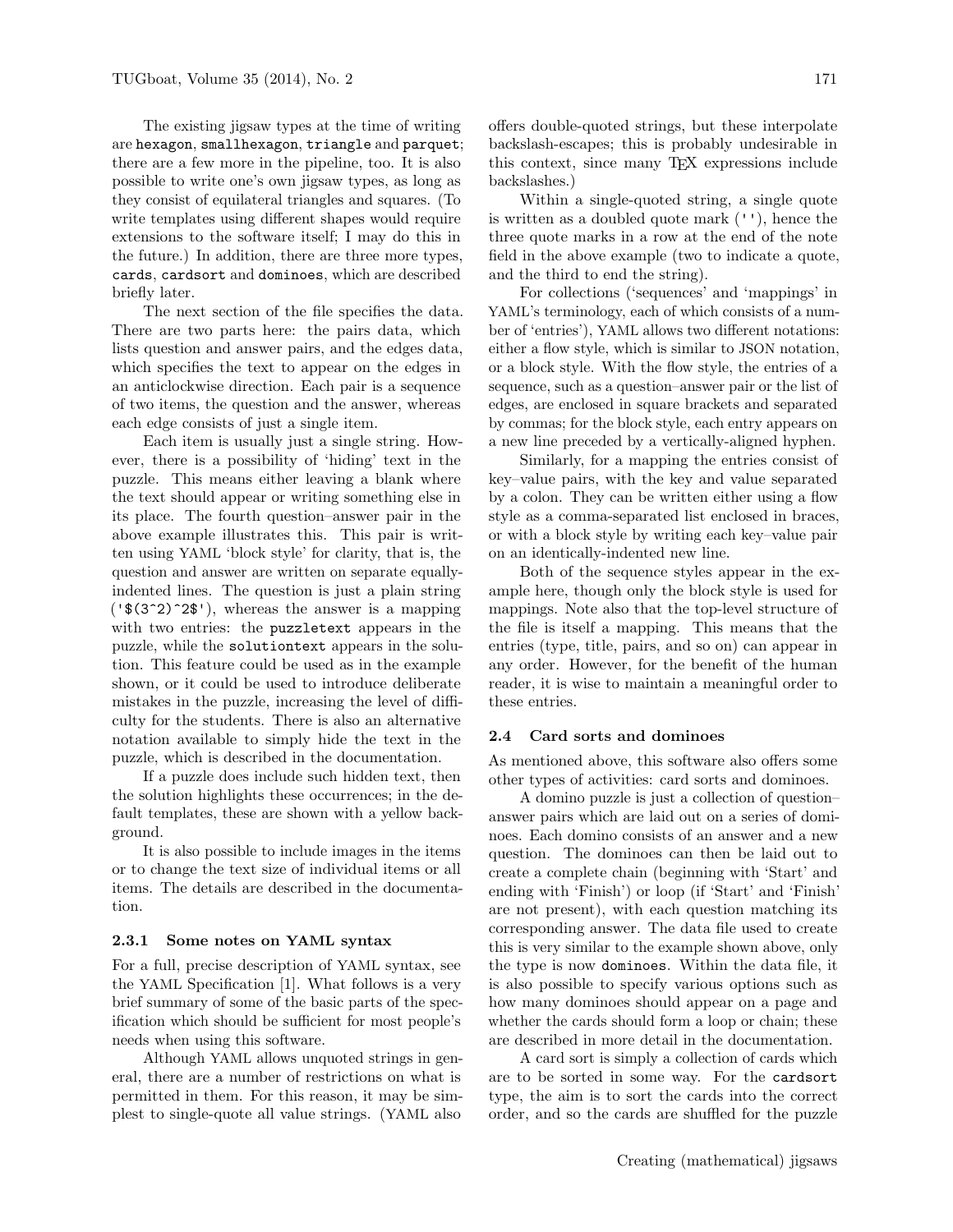The existing jigsaw types at the time of writing are `hexagon`, `smallhexagon`, `triangle` and `parquet`; there are a few more in the pipeline, too. It is also possible to write one's own jigsaw types, as long as they consist of equilateral triangles and squares. (To write templates using different shapes would require extensions to the software itself; I may do this in the future.) In addition, there are three more types, `cards`, `cardsort` and `dominoes`, which are described briefly later.

The next section of the file specifies the data. There are two parts here: the pairs data, which lists question and answer pairs, and the edges data, which specifies the text to appear on the edges in an anticlockwise direction. Each pair is a sequence of two items, the question and the answer, whereas each edge consists of just a single item.

Each item is usually just a single string. However, there is a possibility of 'hiding' text in the puzzle. This means either leaving a blank where the text should appear or writing something else in its place. The fourth question–answer pair in the above example illustrates this. This pair is written using YAML 'block style' for clarity, that is, the question and answer are written on separate equally-indented lines. The question is just a plain string (`'$(3^2)^2$'`), whereas the answer is a mapping with two entries: the `puzzletext` appears in the puzzle, while the `solutiontext` appears in the solution. This feature could be used as in the example shown, or it could be used to introduce deliberate mistakes in the puzzle, increasing the level of difficulty for the students. There is also an alternative notation available to simply hide the text in the puzzle, which is described in the documentation.

If a puzzle does include such hidden text, then the solution highlights these occurrences; in the default templates, these are shown with a yellow background.

It is also possible to include images in the items or to change the text size of individual items or all items. The details are described in the documentation.

#### 2.3.1 Some notes on YAML syntax

For a full, precise description of YAML syntax, see the YAML Specification [1]. What follows is a very brief summary of some of the basic parts of the specification which should be sufficient for most people's needs when using this software.

Although YAML allows unquoted strings in general, there are a number of restrictions on what is permitted in them. For this reason, it may be simplest to single-quote all value strings. (YAML also offers double-quoted strings, but these interpolate backslash-escapes; this is probably undesirable in this context, since many TeX expressions include backslashes.)

Within a single-quoted string, a single quote is written as a doubled quote mark (`''`), hence the three quote marks in a row at the end of the note field in the above example (two to indicate a quote, and the third to end the string).

For collections ('sequences' and 'mappings' in YAML's terminology, each of which consists of a number of 'entries'), YAML allows two different notations: either a flow style, which is similar to JSON notation, or a block style. With the flow style, the entries of a sequence, such as a question–answer pair or the list of edges, are enclosed in square brackets and separated by commas; for the block style, each entry appears on a new line preceded by a vertically-aligned hyphen.

Similarly, for a mapping the entries consist of key–value pairs, with the key and value separated by a colon. They can be written either using a flow style as a comma-separated list enclosed in braces, or with a block style by writing each key–value pair on an identically-indented new line.

Both of the sequence styles appear in the example here, though only the block style is used for mappings. Note also that the top-level structure of the file is itself a mapping. This means that the entries (type, title, pairs, and so on) can appear in any order. However, for the benefit of the human reader, it is wise to maintain a meaningful order to these entries.

### 2.4 Card sorts and dominoes

As mentioned above, this software also offers some other types of activities: card sorts and dominoes.

A domino puzzle is just a collection of question–answer pairs which are laid out on a series of dominoes. Each domino consists of an answer and a new question. The dominoes can then be laid out to create a complete chain (beginning with 'Start' and ending with 'Finish') or loop (if 'Start' and 'Finish' are not present), with each question matching its corresponding answer. The data file used to create this is very similar to the example shown above, only the type is now `dominoes`. Within the data file, it is also possible to specify various options such as how many dominoes should appear on a page and whether the cards should form a loop or chain; these are described in more detail in the documentation.

A card sort is simply a collection of cards which are to be sorted in some way. For the `cardsort` type, the aim is to sort the cards into the correct order, and so the cards are shuffled for the puzzle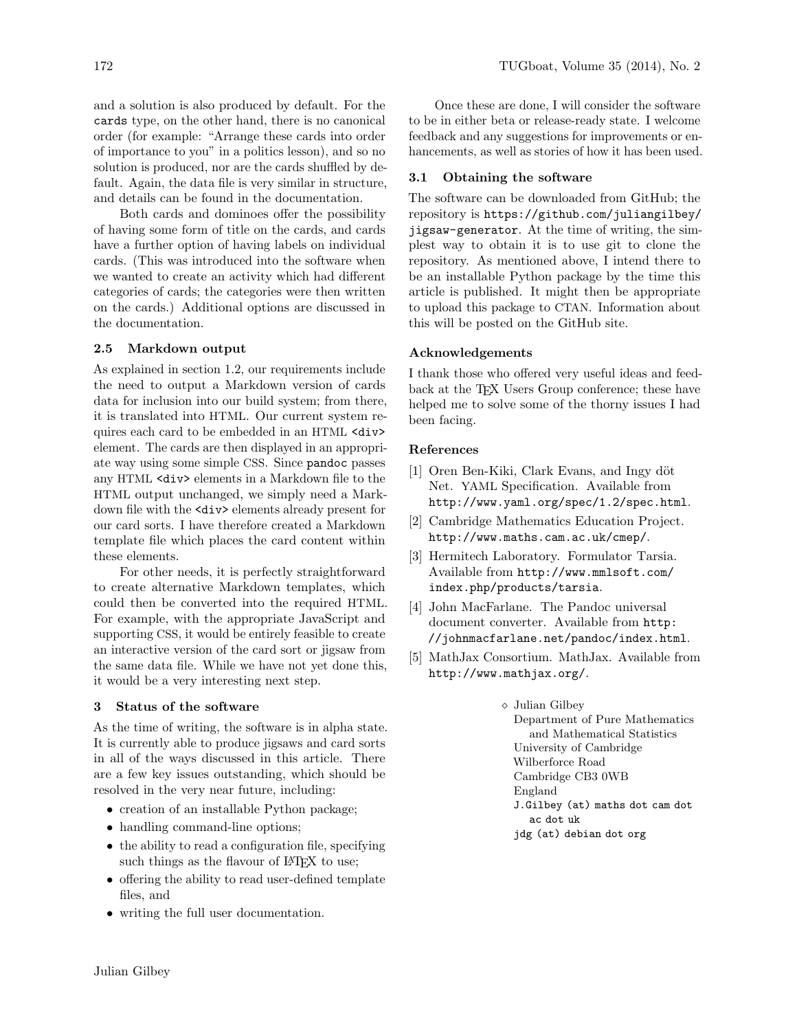and a solution is also produced by default. For the `cards` type, on the other hand, there is no canonical order (for example: "Arrange these cards into order of importance to you" in a politics lesson), and so no solution is produced, nor are the cards shuffled by default. Again, the data file is very similar in structure, and details can be found in the documentation.

Both cards and dominoes offer the possibility of having some form of title on the cards, and cards have a further option of having labels on individual cards. (This was introduced into the software when we wanted to create an activity which had different categories of cards; the categories were then written on the cards.) Additional options are discussed in the documentation.

### 2.5 Markdown output

As explained in section 1.2, our requirements include the need to output a Markdown version of cards data for inclusion into our build system; from there, it is translated into HTML. Our current system requires each card to be embedded in an HTML `<div>` element. The cards are then displayed in an appropriate way using some simple CSS. Since `pandoc` passes any HTML `<div>` elements in a Markdown file to the HTML output unchanged, we simply need a Markdown file with the `<div>` elements already present for our card sorts. I have therefore created a Markdown template file which places the card content within these elements.

For other needs, it is perfectly straightforward to create alternative Markdown templates, which could then be converted into the required HTML. For example, with the appropriate JavaScript and supporting CSS, it would be entirely feasible to create an interactive version of the card sort or jigsaw from the same data file. While we have not yet done this, it would be a very interesting next step.

## 3 Status of the software

As the time of writing, the software is in alpha state. It is currently able to produce jigsaws and card sorts in all of the ways discussed in this article. There are a few key issues outstanding, which should be resolved in the very near future, including:

- creation of an installable Python package;
- handling command-line options;
- the ability to read a configuration file, specifying such things as the flavour of LaTeX to use;
- offering the ability to read user-defined template files, and
- writing the full user documentation.

Once these are done, I will consider the software to be in either beta or release-ready state. I welcome feedback and any suggestions for improvements or enhancements, as well as stories of how it has been used.

### 3.1 Obtaining the software

The software can be downloaded from GitHub; the repository is `https://github.com/juliangilbey/jigsaw-generator`. At the time of writing, the simplest way to obtain it is to use git to clone the repository. As mentioned above, I intend there to be an installable Python package by the time this article is published. It might then be appropriate to upload this package to CTAN. Information about this will be posted on the GitHub site.

### Acknowledgements

I thank those who offered very useful ideas and feedback at the TeX Users Group conference; these have helped me to solve some of the thorny issues I had been facing.

### References

[1] Oren Ben-Kiki, Clark Evans, and Ingy döt Net. YAML Specification. Available from `http://www.yaml.org/spec/1.2/spec.html`.

[2] Cambridge Mathematics Education Project. `http://www.maths.cam.ac.uk/cmep/`.

[3] Hermitech Laboratory. Formulator Tarsia. Available from `http://www.mmlsoft.com/index.php/products/tarsia`.

[4] John MacFarlane. The Pandoc universal document converter. Available from `http://johnmacfarlane.net/pandoc/index.html`.

[5] MathJax Consortium. MathJax. Available from `http://www.mathjax.org/`.

◇ Julian Gilbey
Department of Pure Mathematics and Mathematical Statistics
University of Cambridge
Wilberforce Road
Cambridge CB3 0WB
England
`J.Gilbey (at) maths dot cam dot ac dot uk`
`jdg (at) debian dot org`